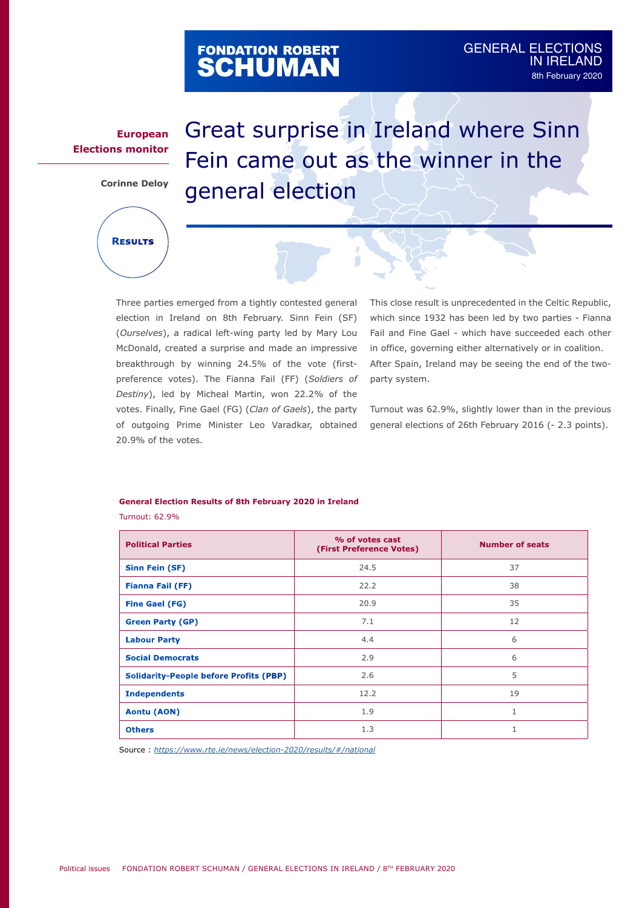FONDATION ROBERT SCHUMAN

GENERAL ELECTIONS IN IRELAND
8th February 2020

**European Elections monitor**

**Corinne Deloy**

# Great surprise in Ireland where Sinn Fein came out as the winner in the general election

**RESULTS**

Three parties emerged from a tightly contested general election in Ireland on 8th February. Sinn Fein (SF) (*Ourselves*), a radical left-wing party led by Mary Lou McDonald, created a surprise and made an impressive breakthrough by winning 24.5% of the vote (first-preference votes). The Fianna Fail (FF) (*Soldiers of Destiny*), led by Micheal Martin, won 22.2% of the votes. Finally, Fine Gael (FG) (*Clan of Gaels*), the party of outgoing Prime Minister Leo Varadkar, obtained 20.9% of the votes.

This close result is unprecedented in the Celtic Republic, which since 1932 has been led by two parties - Fianna Fail and Fine Gael - which have succeeded each other in office, governing either alternatively or in coalition. After Spain, Ireland may be seeing the end of the two-party system.

Turnout was 62.9%, slightly lower than in the previous general elections of 26th February 2016 (- 2.3 points).

**General Election Results of 8th February 2020 in Ireland**

Turnout: 62.9%

| Political Parties | % of votes cast (First Preference Votes) | Number of seats |
|---|---|---|
| **Sinn Fein (SF)** | 24.5 | 37 |
| **Fianna Fail (FF)** | 22.2 | 38 |
| **Fine Gael (FG)** | 20.9 | 35 |
| **Green Party (GP)** | 7.1 | 12 |
| **Labour Party** | 4.4 | 6 |
| **Social Democrats** | 2.9 | 6 |
| **Solidarity-People before Profits (PBP)** | 2.6 | 5 |
| **Independents** | 12.2 | 19 |
| **Aontu (AON)** | 1.9 | 1 |
| **Others** | 1.3 | 1 |

Source : *https://www.rte.ie/news/election-2020/results/#/national*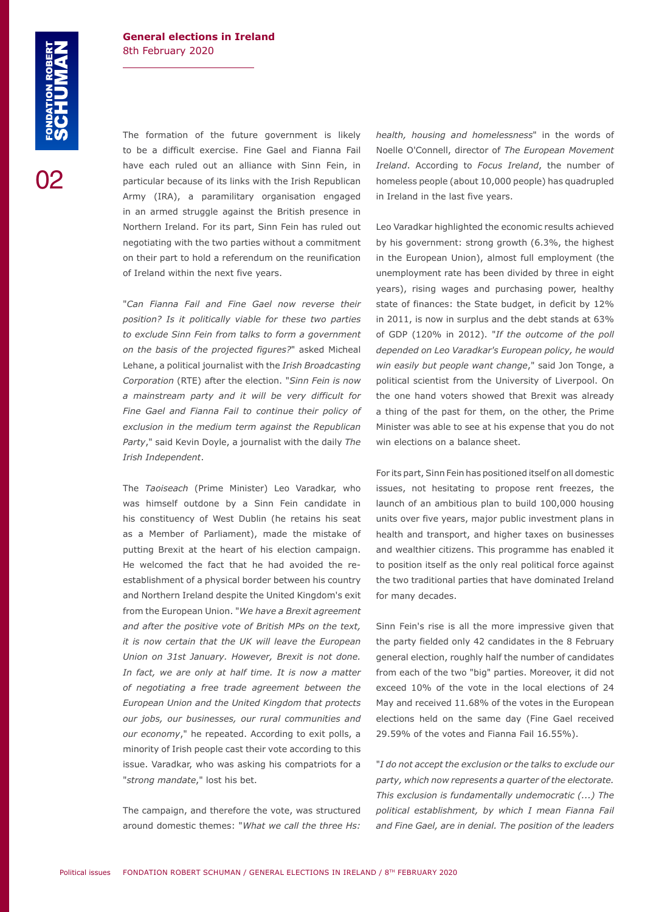The formation of the future government is likely to be a difficult exercise. Fine Gael and Fianna Fail have each ruled out an alliance with Sinn Fein, in particular because of its links with the Irish Republican Army (IRA), a paramilitary organisation engaged in an armed struggle against the British presence in Northern Ireland. For its part, Sinn Fein has ruled out negotiating with the two parties without a commitment on their part to hold a referendum on the reunification of Ireland within the next five years.

"*Can Fianna Fail and Fine Gael now reverse their position? Is it politically viable for these two parties to exclude Sinn Fein from talks to form a government on the basis of the projected figures?*" asked Micheal Lehane, a political journalist with the *Irish Broadcasting Corporation* (RTE) after the election. "*Sinn Fein is now a mainstream party and it will be very difficult for Fine Gael and Fianna Fail to continue their policy of exclusion in the medium term against the Republican Party*," said Kevin Doyle, a journalist with the daily *The Irish Independent*.

The *Taoiseach* (Prime Minister) Leo Varadkar, who was himself outdone by a Sinn Fein candidate in his constituency of West Dublin (he retains his seat as a Member of Parliament), made the mistake of putting Brexit at the heart of his election campaign. He welcomed the fact that he had avoided the re-establishment of a physical border between his country and Northern Ireland despite the United Kingdom's exit from the European Union. "*We have a Brexit agreement and after the positive vote of British MPs on the text, it is now certain that the UK will leave the European Union on 31st January. However, Brexit is not done. In fact, we are only at half time. It is now a matter of negotiating a free trade agreement between the European Union and the United Kingdom that protects our jobs, our businesses, our rural communities and our economy*," he repeated. According to exit polls, a minority of Irish people cast their vote according to this issue. Varadkar, who was asking his compatriots for a "*strong mandate*," lost his bet.

The campaign, and therefore the vote, was structured around domestic themes: "*What we call the three Hs: health, housing and homelessness*" in the words of Noelle O'Connell, director of *The European Movement Ireland*. According to *Focus Ireland*, the number of homeless people (about 10,000 people) has quadrupled in Ireland in the last five years.

Leo Varadkar highlighted the economic results achieved by his government: strong growth (6.3%, the highest in the European Union), almost full employment (the unemployment rate has been divided by three in eight years), rising wages and purchasing power, healthy state of finances: the State budget, in deficit by 12% in 2011, is now in surplus and the debt stands at 63% of GDP (120% in 2012). "*If the outcome of the poll depended on Leo Varadkar's European policy, he would win easily but people want change*," said Jon Tonge, a political scientist from the University of Liverpool. On the one hand voters showed that Brexit was already a thing of the past for them, on the other, the Prime Minister was able to see at his expense that you do not win elections on a balance sheet.

For its part, Sinn Fein has positioned itself on all domestic issues, not hesitating to propose rent freezes, the launch of an ambitious plan to build 100,000 housing units over five years, major public investment plans in health and transport, and higher taxes on businesses and wealthier citizens. This programme has enabled it to position itself as the only real political force against the two traditional parties that have dominated Ireland for many decades.

Sinn Fein's rise is all the more impressive given that the party fielded only 42 candidates in the 8 February general election, roughly half the number of candidates from each of the two "big" parties. Moreover, it did not exceed 10% of the vote in the local elections of 24 May and received 11.68% of the votes in the European elections held on the same day (Fine Gael received 29.59% of the votes and Fianna Fail 16.55%).

"*I do not accept the exclusion or the talks to exclude our party, which now represents a quarter of the electorate. This exclusion is fundamentally undemocratic (...) The political establishment, by which I mean Fianna Fail and Fine Gael, are in denial. The position of the leaders*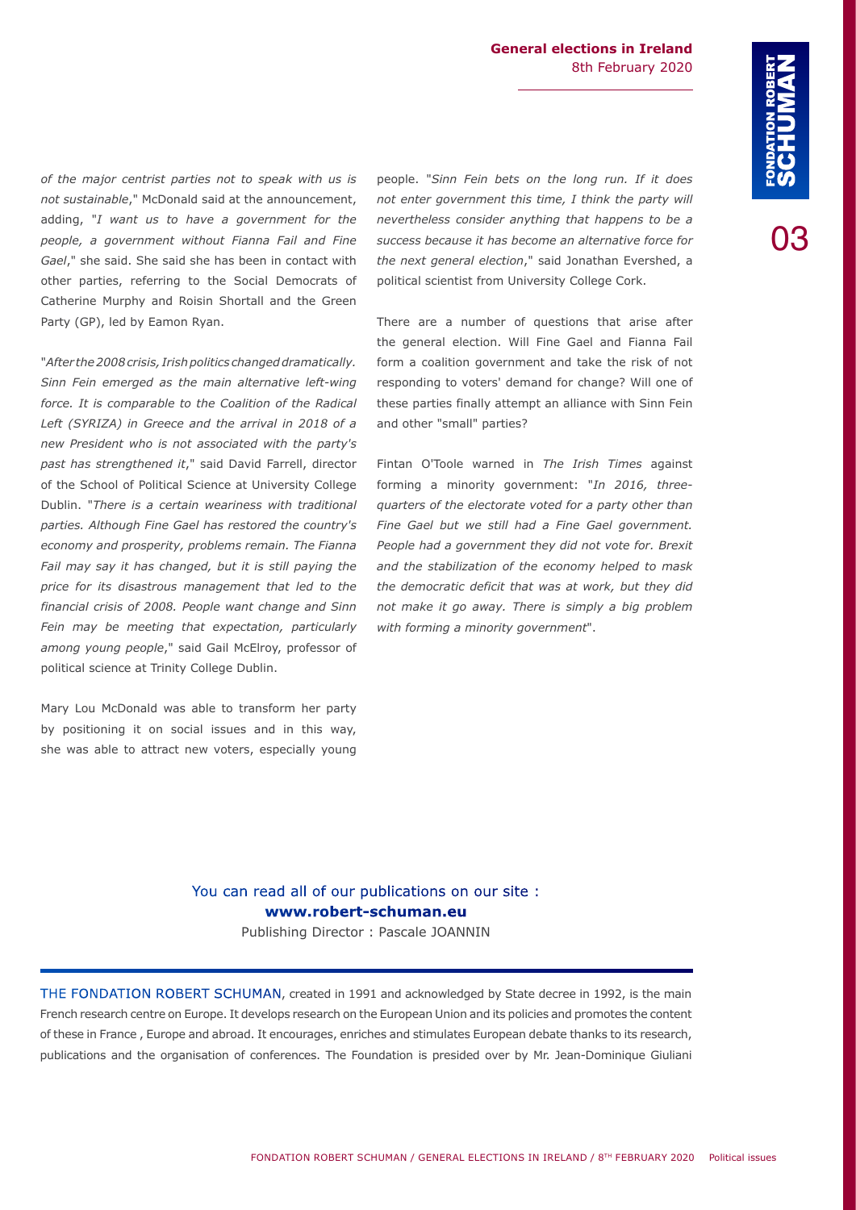*of the major centrist parties not to speak with us is not sustainable*," McDonald said at the announcement, adding, "*I want us to have a government for the people, a government without Fianna Fail and Fine Gael*," she said. She said she has been in contact with other parties, referring to the Social Democrats of Catherine Murphy and Roisin Shortall and the Green Party (GP), led by Eamon Ryan.

"*After the 2008 crisis, Irish politics changed dramatically. Sinn Fein emerged as the main alternative left-wing force. It is comparable to the Coalition of the Radical Left (SYRIZA) in Greece and the arrival in 2018 of a new President who is not associated with the party's past has strengthened it*," said David Farrell, director of the School of Political Science at University College Dublin. "*There is a certain weariness with traditional parties. Although Fine Gael has restored the country's economy and prosperity, problems remain. The Fianna Fail may say it has changed, but it is still paying the price for its disastrous management that led to the financial crisis of 2008. People want change and Sinn Fein may be meeting that expectation, particularly among young people*," said Gail McElroy, professor of political science at Trinity College Dublin.

Mary Lou McDonald was able to transform her party by positioning it on social issues and in this way, she was able to attract new voters, especially young people. "*Sinn Fein bets on the long run. If it does not enter government this time, I think the party will nevertheless consider anything that happens to be a success because it has become an alternative force for the next general election*," said Jonathan Evershed, a political scientist from University College Cork.

There are a number of questions that arise after the general election. Will Fine Gael and Fianna Fail form a coalition government and take the risk of not responding to voters' demand for change? Will one of these parties finally attempt an alliance with Sinn Fein and other "small" parties?

Fintan O'Toole warned in *The Irish Times* against forming a minority government: "*In 2016, three-quarters of the electorate voted for a party other than Fine Gael but we still had a Fine Gael government. People had a government they did not vote for. Brexit and the stabilization of the economy helped to mask the democratic deficit that was at work, but they did not make it go away. There is simply a big problem with forming a minority government*".

You can read all of our publications on our site :
**www.robert-schuman.eu**
Publishing Director : Pascale JOANNIN

THE FONDATION ROBERT SCHUMAN, created in 1991 and acknowledged by State decree in 1992, is the main French research centre on Europe. It develops research on the European Union and its policies and promotes the content of these in France , Europe and abroad. It encourages, enriches and stimulates European debate thanks to its research, publications and the organisation of conferences. The Foundation is presided over by Mr. Jean-Dominique Giuliani